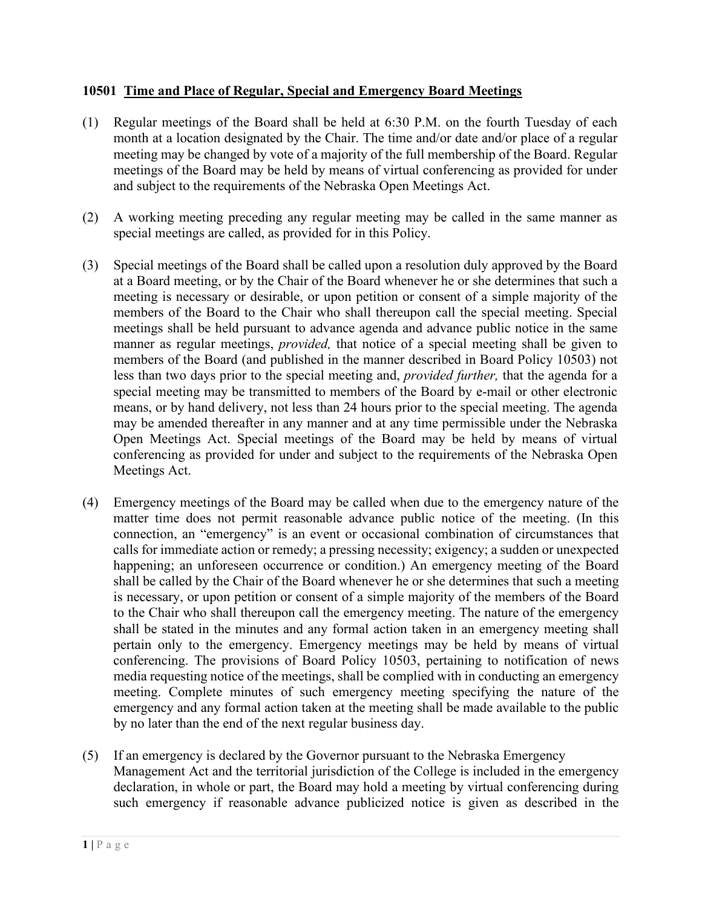**10501 Time and Place of Regular, Special and Emergency Board Meetings**

(1) Regular meetings of the Board shall be held at 6:30 P.M. on the fourth Tuesday of each month at a location designated by the Chair. The time and/or date and/or place of a regular meeting may be changed by vote of a majority of the full membership of the Board. Regular meetings of the Board may be held by means of virtual conferencing as provided for under and subject to the requirements of the Nebraska Open Meetings Act.

(2) A working meeting preceding any regular meeting may be called in the same manner as special meetings are called, as provided for in this Policy.

(3) Special meetings of the Board shall be called upon a resolution duly approved by the Board at a Board meeting, or by the Chair of the Board whenever he or she determines that such a meeting is necessary or desirable, or upon petition or consent of a simple majority of the members of the Board to the Chair who shall thereupon call the special meeting. Special meetings shall be held pursuant to advance agenda and advance public notice in the same manner as regular meetings, *provided,* that notice of a special meeting shall be given to members of the Board (and published in the manner described in Board Policy 10503) not less than two days prior to the special meeting and, *provided further,* that the agenda for a special meeting may be transmitted to members of the Board by e-mail or other electronic means, or by hand delivery, not less than 24 hours prior to the special meeting. The agenda may be amended thereafter in any manner and at any time permissible under the Nebraska Open Meetings Act. Special meetings of the Board may be held by means of virtual conferencing as provided for under and subject to the requirements of the Nebraska Open Meetings Act.

(4) Emergency meetings of the Board may be called when due to the emergency nature of the matter time does not permit reasonable advance public notice of the meeting. (In this connection, an "emergency" is an event or occasional combination of circumstances that calls for immediate action or remedy; a pressing necessity; exigency; a sudden or unexpected happening; an unforeseen occurrence or condition.) An emergency meeting of the Board shall be called by the Chair of the Board whenever he or she determines that such a meeting is necessary, or upon petition or consent of a simple majority of the members of the Board to the Chair who shall thereupon call the emergency meeting. The nature of the emergency shall be stated in the minutes and any formal action taken in an emergency meeting shall pertain only to the emergency. Emergency meetings may be held by means of virtual conferencing. The provisions of Board Policy 10503, pertaining to notification of news media requesting notice of the meetings, shall be complied with in conducting an emergency meeting. Complete minutes of such emergency meeting specifying the nature of the emergency and any formal action taken at the meeting shall be made available to the public by no later than the end of the next regular business day.

(5) If an emergency is declared by the Governor pursuant to the Nebraska Emergency Management Act and the territorial jurisdiction of the College is included in the emergency declaration, in whole or part, the Board may hold a meeting by virtual conferencing during such emergency if reasonable advance publicized notice is given as described in the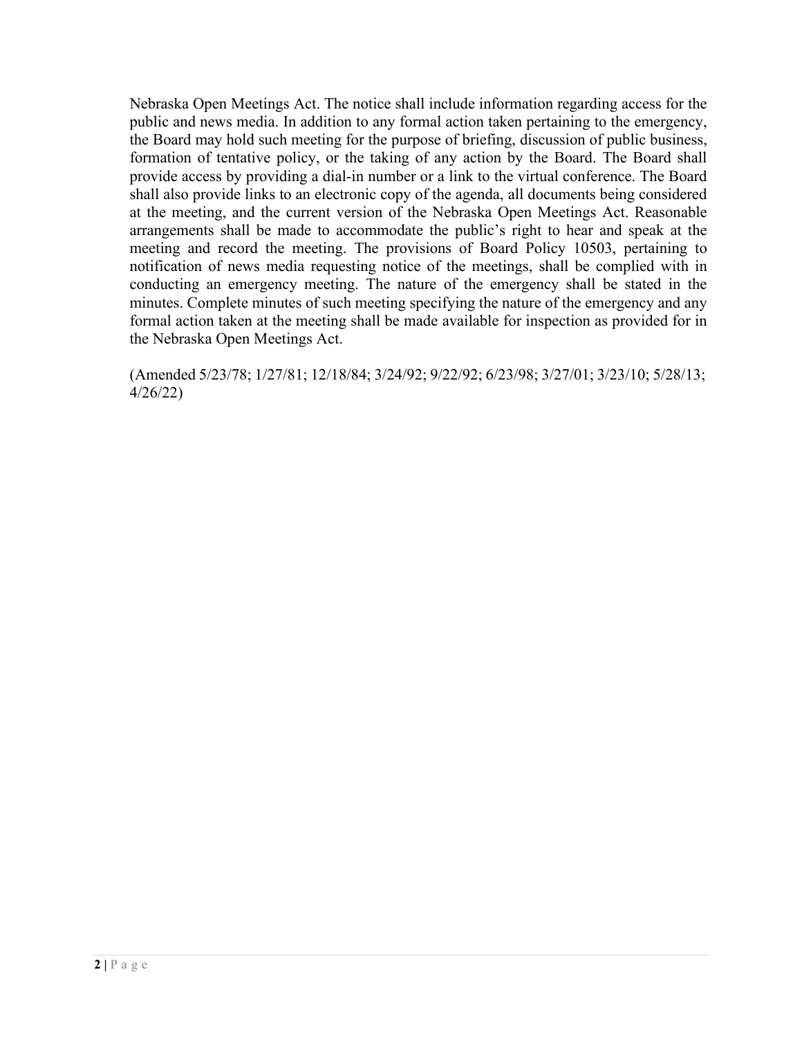Nebraska Open Meetings Act. The notice shall include information regarding access for the public and news media. In addition to any formal action taken pertaining to the emergency, the Board may hold such meeting for the purpose of briefing, discussion of public business, formation of tentative policy, or the taking of any action by the Board. The Board shall provide access by providing a dial-in number or a link to the virtual conference. The Board shall also provide links to an electronic copy of the agenda, all documents being considered at the meeting, and the current version of the Nebraska Open Meetings Act. Reasonable arrangements shall be made to accommodate the public's right to hear and speak at the meeting and record the meeting. The provisions of Board Policy 10503, pertaining to notification of news media requesting notice of the meetings, shall be complied with in conducting an emergency meeting. The nature of the emergency shall be stated in the minutes. Complete minutes of such meeting specifying the nature of the emergency and any formal action taken at the meeting shall be made available for inspection as provided for in the Nebraska Open Meetings Act.

(Amended 5/23/78; 1/27/81; 12/18/84; 3/24/92; 9/22/92; 6/23/98; 3/27/01; 3/23/10; 5/28/13; 4/26/22)